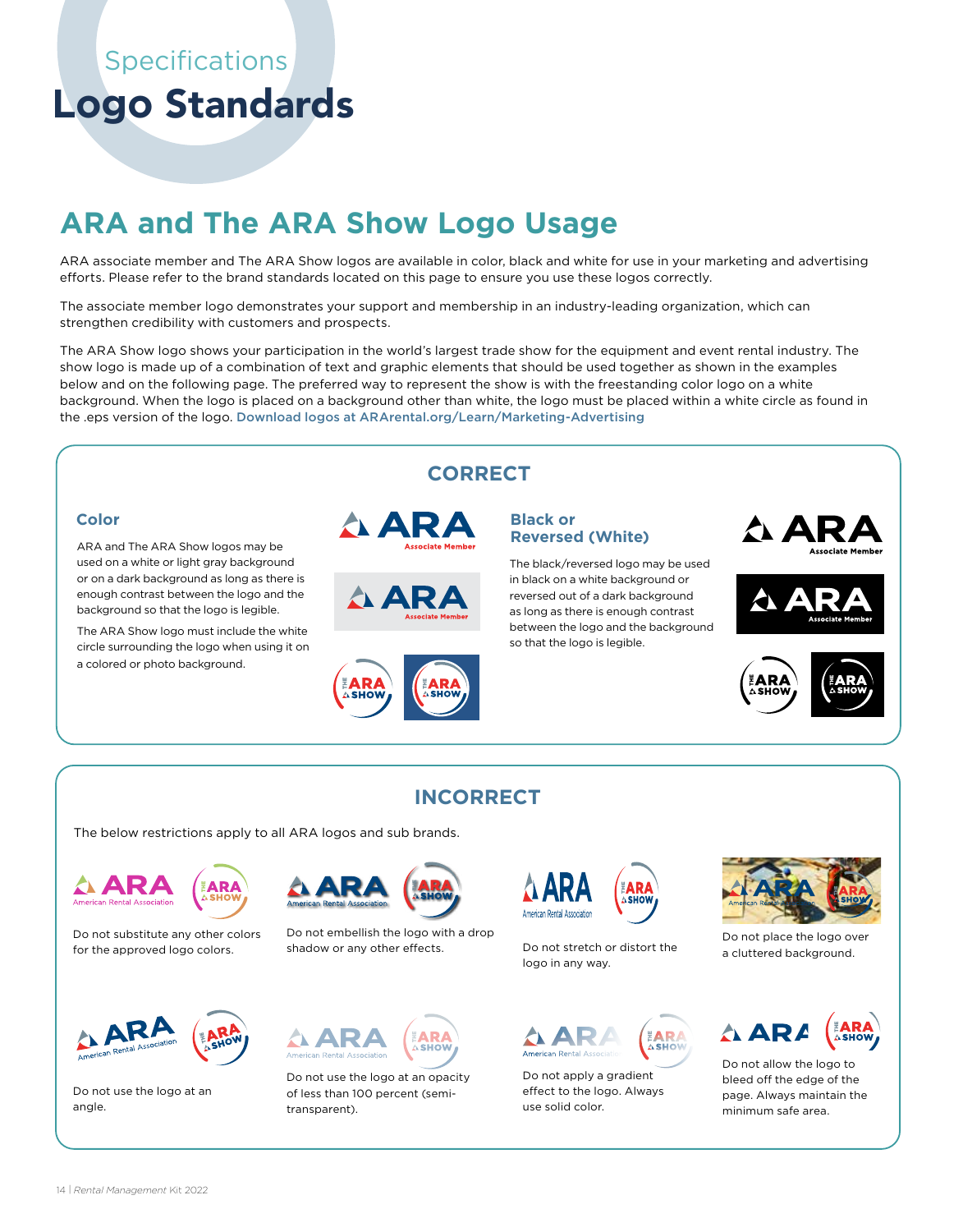Specifications

# Logo Standards

## ARA and The ARA Show Logo Usage

ARA associate member and The ARA Show logos are available in color, black and white for use in your marketing and advertising efforts. Please refer to the brand standards located on this page to ensure you use these logos correctly.

The associate member logo demonstrates your support and membership in an industry-leading organization, which can strengthen credibility with customers and prospects.

The ARA Show logo shows your participation in the world's largest trade show for the equipment and event rental industry. The show logo is made up of a combination of text and graphic elements that should be used together as shown in the examples below and on the following page. The preferred way to represent the show is with the freestanding color logo on a white background. When the logo is placed on a background other than white, the logo must be placed within a white circle as found in the .eps version of the logo. Download logos at ARArental.org/Learn/Marketing-Advertising

### CORRECT

#### Color

ARA and The ARA Show logos may be used on a white or light gray background or on a dark background as long as there is enough contrast between the logo and the background so that the logo is legible.

The ARA Show logo must include the white circle surrounding the logo when using it on a colored or photo background.

#### Black or Reversed (White)

The black/reversed logo may be used in black on a white background or reversed out of a dark background as long as there is enough contrast between the logo and the background so that the logo is legible.

### INCORRECT

The below restrictions apply to all ARA logos and sub brands.

- Do not substitute any other colors for the approved logo colors.
- Do not embellish the logo with a drop shadow or any other effects.
- Do not stretch or distort the logo in any way.
- Do not place the logo over a cluttered background.
- Do not use the logo at an angle.
- Do not use the logo at an opacity of less than 100 percent (semi-transparent).
- Do not apply a gradient effect to the logo. Always use solid color.
- Do not allow the logo to bleed off the edge of the page. Always maintain the minimum safe area.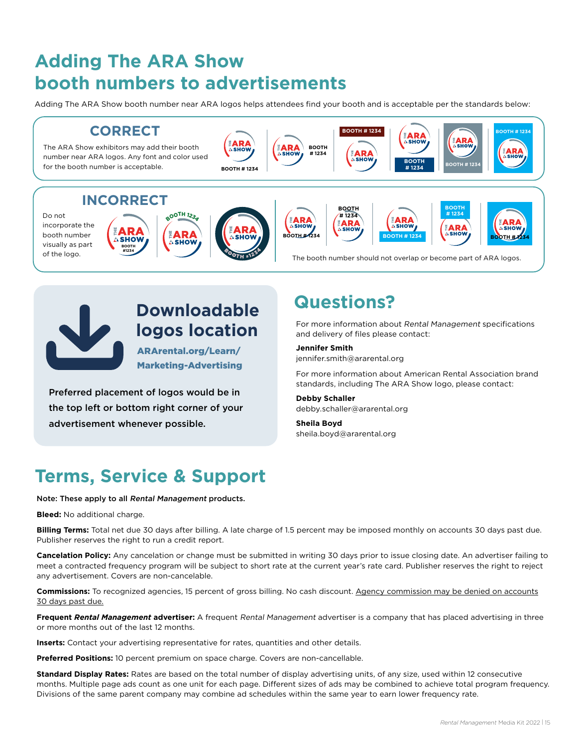# Adding The ARA Show booth numbers to advertisements

Adding The ARA Show booth number near ARA logos helps attendees find your booth and is acceptable per the standards below:

## CORRECT

The ARA Show exhibitors may add their booth number near ARA logos. Any font and color used for the booth number is acceptable.

## INCORRECT

Do not incorporate the booth number visually as part of the logo.

The booth number should not overlap or become part of ARA logos.

## Downloadable logos location

**ARArental.org/Learn/Marketing-Advertising**

Preferred placement of logos would be in the top left or bottom right corner of your advertisement whenever possible.

## Questions?

For more information about *Rental Management* specifications and delivery of files please contact:

**Jennifer Smith**
jennifer.smith@ararental.org

For more information about American Rental Association brand standards, including The ARA Show logo, please contact:

**Debby Schaller**
debby.schaller@ararental.org

**Sheila Boyd**
sheila.boyd@ararental.org

# Terms, Service & Support

**Note: These apply to all *Rental Management* products.**

**Bleed:** No additional charge.

**Billing Terms:** Total net due 30 days after billing. A late charge of 1.5 percent may be imposed monthly on accounts 30 days past due. Publisher reserves the right to run a credit report.

**Cancelation Policy:** Any cancelation or change must be submitted in writing 30 days prior to issue closing date. An advertiser failing to meet a contracted frequency program will be subject to short rate at the current year's rate card. Publisher reserves the right to reject any advertisement. Covers are non-cancelable.

**Commissions:** To recognized agencies, 15 percent of gross billing. No cash discount. Agency commission may be denied on accounts 30 days past due.

**Frequent *Rental Management* advertiser:** A frequent *Rental Management* advertiser is a company that has placed advertising in three or more months out of the last 12 months.

**Inserts:** Contact your advertising representative for rates, quantities and other details.

**Preferred Positions:** 10 percent premium on space charge. Covers are non-cancellable.

**Standard Display Rates:** Rates are based on the total number of display advertising units, of any size, used within 12 consecutive months. Multiple page ads count as one unit for each page. Different sizes of ads may be combined to achieve total program frequency. Divisions of the same parent company may combine ad schedules within the same year to earn lower frequency rate.